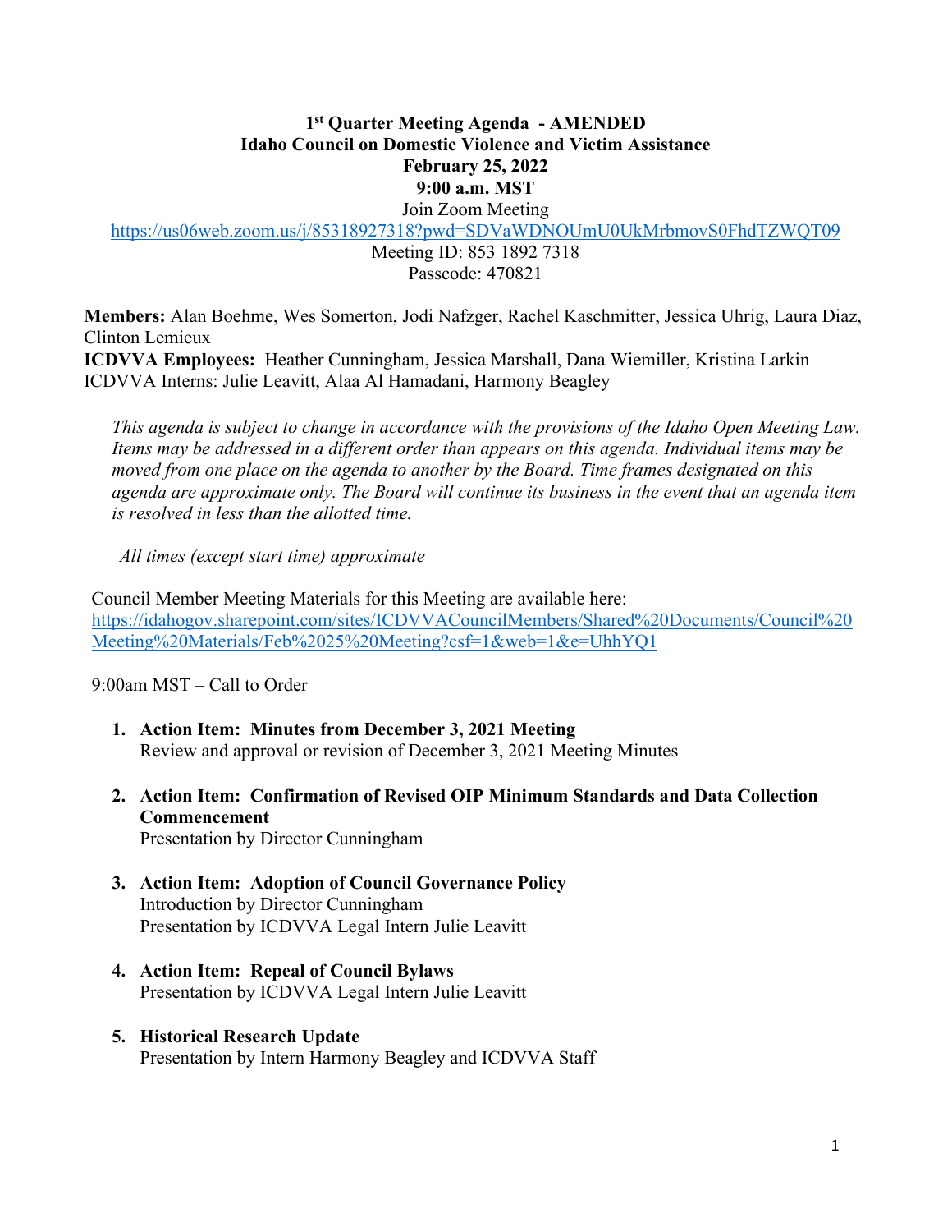# 1st Quarter Meeting Agenda - AMENDED
# Idaho Council on Domestic Violence and Victim Assistance
# February 25, 2022
# 9:00 a.m. MST

Join Zoom Meeting
https://us06web.zoom.us/j/85318927318?pwd=SDVaWDNOUmU0UkMrbmovS0FhdTZWQT09
Meeting ID: 853 1892 7318
Passcode: 470821

**Members:** Alan Boehme, Wes Somerton, Jodi Nafzger, Rachel Kaschmitter, Jessica Uhrig, Laura Diaz, Clinton Lemieux
**ICDVVA Employees:** Heather Cunningham, Jessica Marshall, Dana Wiemiller, Kristina Larkin
ICDVVA Interns: Julie Leavitt, Alaa Al Hamadani, Harmony Beagley

*This agenda is subject to change in accordance with the provisions of the Idaho Open Meeting Law. Items may be addressed in a different order than appears on this agenda. Individual items may be moved from one place on the agenda to another by the Board. Time frames designated on this agenda are approximate only. The Board will continue its business in the event that an agenda item is resolved in less than the allotted time.*

*All times (except start time) approximate*

Council Member Meeting Materials for this Meeting are available here:
https://idahogov.sharepoint.com/sites/ICDVVACouncilMembers/Shared%20Documents/Council%20Meeting%20Materials/Feb%2025%20Meeting?csf=1&web=1&e=UhhYQ1

9:00am MST – Call to Order

1. **Action Item: Minutes from December 3, 2021 Meeting**
   Review and approval or revision of December 3, 2021 Meeting Minutes

2. **Action Item: Confirmation of Revised OIP Minimum Standards and Data Collection Commencement**
   Presentation by Director Cunningham

3. **Action Item: Adoption of Council Governance Policy**
   Introduction by Director Cunningham
   Presentation by ICDVVA Legal Intern Julie Leavitt

4. **Action Item: Repeal of Council Bylaws**
   Presentation by ICDVVA Legal Intern Julie Leavitt

5. **Historical Research Update**
   Presentation by Intern Harmony Beagley and ICDVVA Staff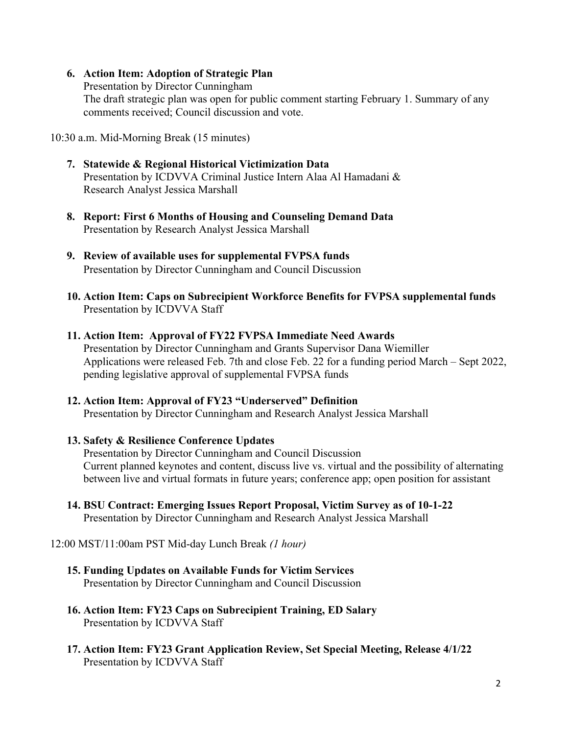6. **Action Item: Adoption of Strategic Plan**
   Presentation by Director Cunningham
   The draft strategic plan was open for public comment starting February 1. Summary of any comments received; Council discussion and vote.

10:30 a.m. Mid-Morning Break (15 minutes)

7. **Statewide & Regional Historical Victimization Data**
   Presentation by ICDVVA Criminal Justice Intern Alaa Al Hamadani & Research Analyst Jessica Marshall

8. **Report: First 6 Months of Housing and Counseling Demand Data**
   Presentation by Research Analyst Jessica Marshall

9. **Review of available uses for supplemental FVPSA funds**
   Presentation by Director Cunningham and Council Discussion

10. **Action Item: Caps on Subrecipient Workforce Benefits for FVPSA supplemental funds**
    Presentation by ICDVVA Staff

11. **Action Item: Approval of FY22 FVPSA Immediate Need Awards**
    Presentation by Director Cunningham and Grants Supervisor Dana Wiemiller
    Applications were released Feb. 7th and close Feb. 22 for a funding period March – Sept 2022, pending legislative approval of supplemental FVPSA funds

12. **Action Item: Approval of FY23 "Underserved" Definition**
    Presentation by Director Cunningham and Research Analyst Jessica Marshall

13. **Safety & Resilience Conference Updates**
    Presentation by Director Cunningham and Council Discussion
    Current planned keynotes and content, discuss live vs. virtual and the possibility of alternating between live and virtual formats in future years; conference app; open position for assistant

14. **BSU Contract: Emerging Issues Report Proposal, Victim Survey as of 10-1-22**
    Presentation by Director Cunningham and Research Analyst Jessica Marshall

12:00 MST/11:00am PST Mid-day Lunch Break *(1 hour)*

15. **Funding Updates on Available Funds for Victim Services**
    Presentation by Director Cunningham and Council Discussion

16. **Action Item: FY23 Caps on Subrecipient Training, ED Salary**
    Presentation by ICDVVA Staff

17. **Action Item: FY23 Grant Application Review, Set Special Meeting, Release 4/1/22**
    Presentation by ICDVVA Staff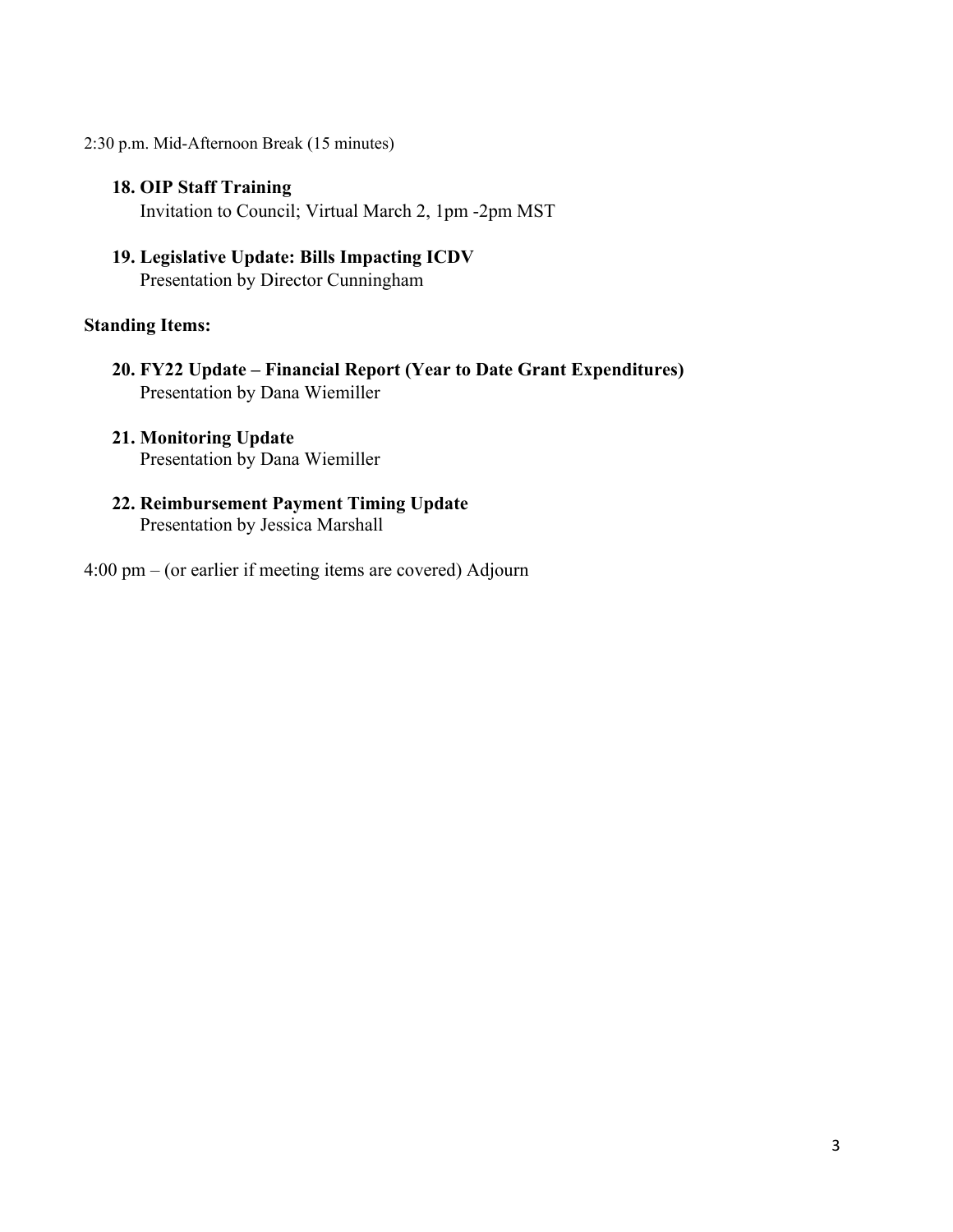2:30 p.m. Mid-Afternoon Break (15 minutes)

18. **OIP Staff Training**
    Invitation to Council; Virtual March 2, 1pm -2pm MST

19. **Legislative Update: Bills Impacting ICDV**
    Presentation by Director Cunningham

**Standing Items:**

20. **FY22 Update – Financial Report (Year to Date Grant Expenditures)**
    Presentation by Dana Wiemiller

21. **Monitoring Update**
    Presentation by Dana Wiemiller

22. **Reimbursement Payment Timing Update**
    Presentation by Jessica Marshall

4:00 pm – (or earlier if meeting items are covered) Adjourn